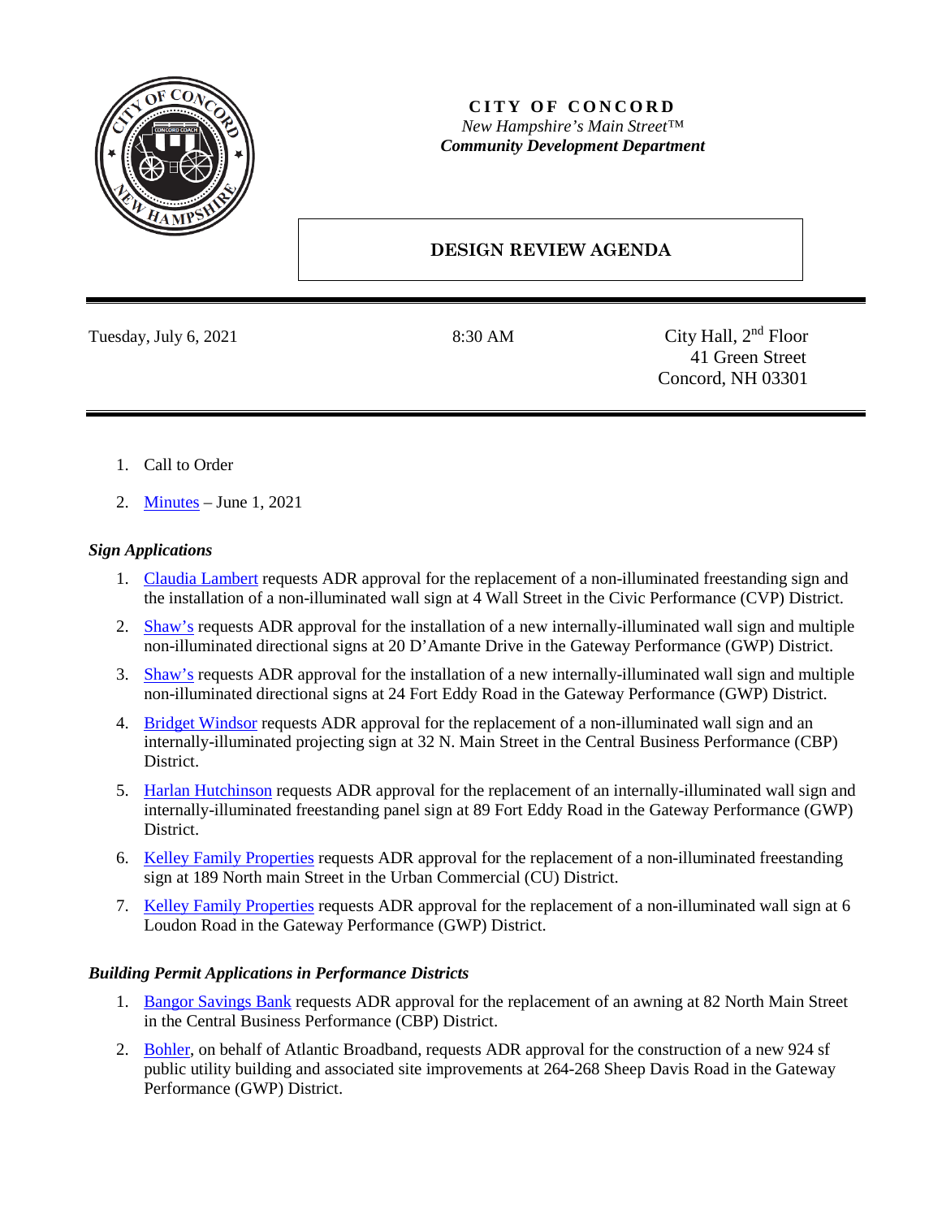**CITY OF CONCORD**
*New Hampshire's Main Street™*
***Community Development Department***

# DESIGN REVIEW AGENDA

Tuesday, July 6, 2021 | 8:30 AM | City Hall, 2nd Floor, 41 Green Street, Concord, NH 03301

1. Call to Order
2. Minutes – June 1, 2021

### *Sign Applications*

1. Claudia Lambert requests ADR approval for the replacement of a non-illuminated freestanding sign and the installation of a non-illuminated wall sign at 4 Wall Street in the Civic Performance (CVP) District.
2. Shaw's requests ADR approval for the installation of a new internally-illuminated wall sign and multiple non-illuminated directional signs at 20 D'Amante Drive in the Gateway Performance (GWP) District.
3. Shaw's requests ADR approval for the installation of a new internally-illuminated wall sign and multiple non-illuminated directional signs at 24 Fort Eddy Road in the Gateway Performance (GWP) District.
4. Bridget Windsor requests ADR approval for the replacement of a non-illuminated wall sign and an internally-illuminated projecting sign at 32 N. Main Street in the Central Business Performance (CBP) District.
5. Harlan Hutchinson requests ADR approval for the replacement of an internally-illuminated wall sign and internally-illuminated freestanding panel sign at 89 Fort Eddy Road in the Gateway Performance (GWP) District.
6. Kelley Family Properties requests ADR approval for the replacement of a non-illuminated freestanding sign at 189 North main Street in the Urban Commercial (CU) District.
7. Kelley Family Properties requests ADR approval for the replacement of a non-illuminated wall sign at 6 Loudon Road in the Gateway Performance (GWP) District.

### *Building Permit Applications in Performance Districts*

1. Bangor Savings Bank requests ADR approval for the replacement of an awning at 82 North Main Street in the Central Business Performance (CBP) District.
2. Bohler, on behalf of Atlantic Broadband, requests ADR approval for the construction of a new 924 sf public utility building and associated site improvements at 264-268 Sheep Davis Road in the Gateway Performance (GWP) District.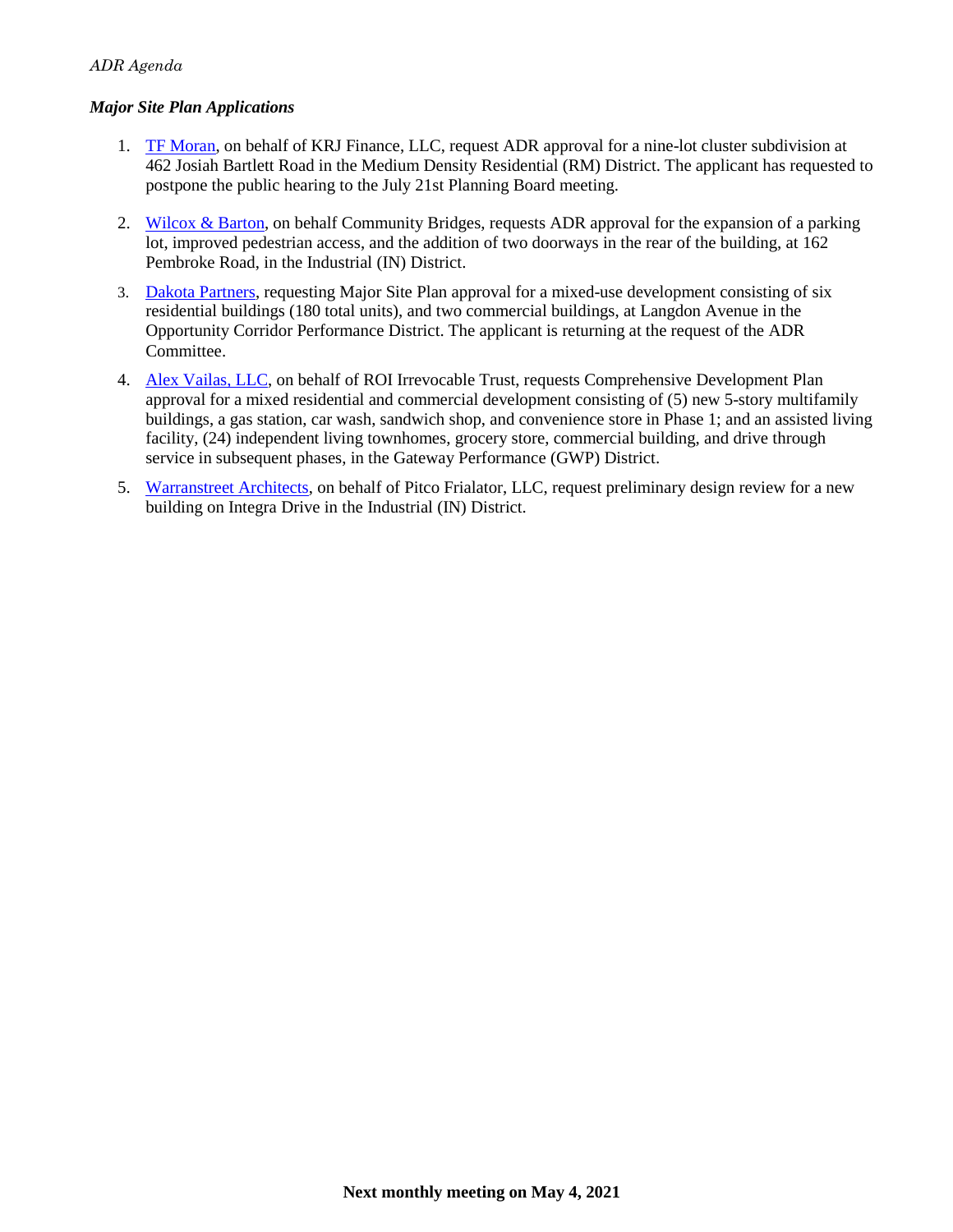### *Major Site Plan Applications*

1. TF Moran, on behalf of KRJ Finance, LLC, request ADR approval for a nine-lot cluster subdivision at 462 Josiah Bartlett Road in the Medium Density Residential (RM) District. The applicant has requested to postpone the public hearing to the July 21st Planning Board meeting.

2. Wilcox & Barton, on behalf Community Bridges, requests ADR approval for the expansion of a parking lot, improved pedestrian access, and the addition of two doorways in the rear of the building, at 162 Pembroke Road, in the Industrial (IN) District.

3. Dakota Partners, requesting Major Site Plan approval for a mixed-use development consisting of six residential buildings (180 total units), and two commercial buildings, at Langdon Avenue in the Opportunity Corridor Performance District. The applicant is returning at the request of the ADR Committee.

4. Alex Vailas, LLC, on behalf of ROI Irrevocable Trust, requests Comprehensive Development Plan approval for a mixed residential and commercial development consisting of (5) new 5-story multifamily buildings, a gas station, car wash, sandwich shop, and convenience store in Phase 1; and an assisted living facility, (24) independent living townhomes, grocery store, commercial building, and drive through service in subsequent phases, in the Gateway Performance (GWP) District.

5. Warranstreet Architects, on behalf of Pitco Frialator, LLC, request preliminary design review for a new building on Integra Drive in the Industrial (IN) District.

**Next monthly meeting on May 4, 2021**